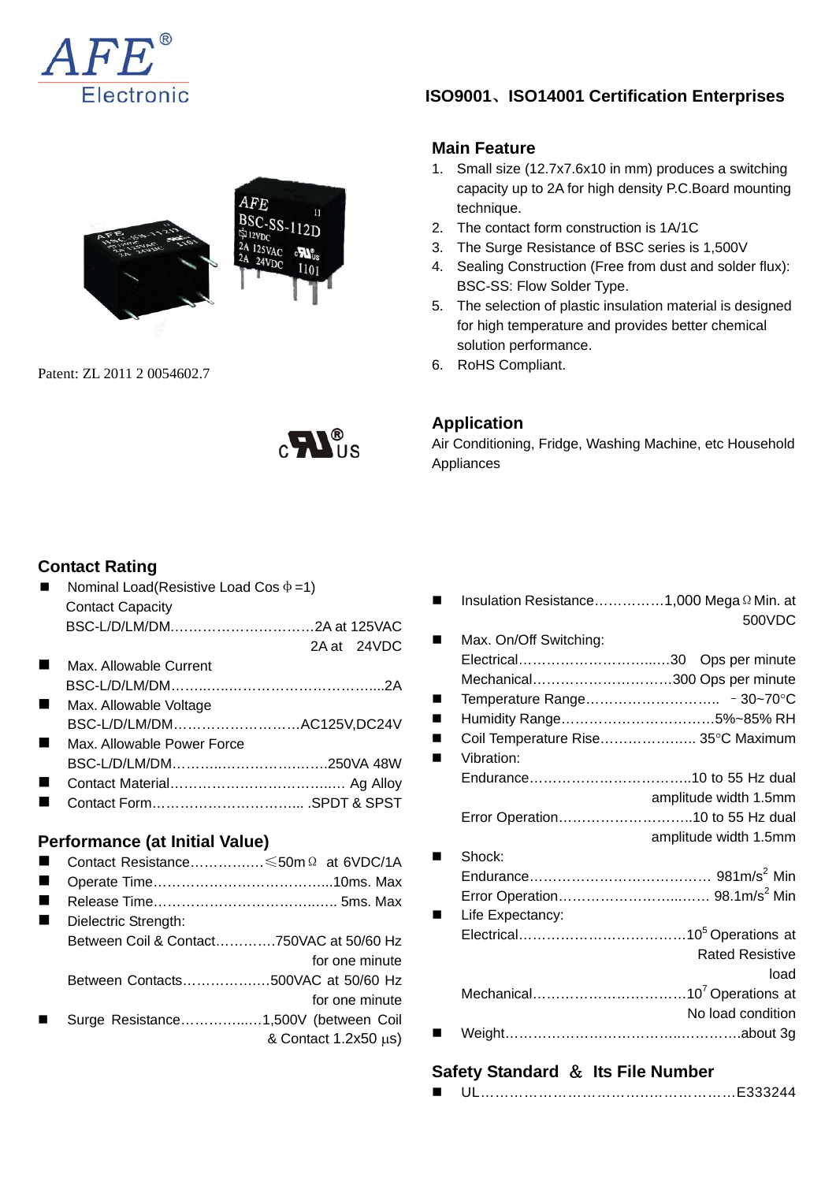AFE® Electronic

**ISO9001、ISO14001 Certification Enterprises**

Patent: ZL 2011 2 0054602.7

## Main Feature

1. Small size (12.7x7.6x10 in mm) produces a switching capacity up to 2A for high density P.C.Board mounting technique.
2. The contact form construction is 1A/1C
3. The Surge Resistance of BSC series is 1,500V
4. Sealing Construction (Free from dust and solder flux): BSC-SS: Flow Solder Type.
5. The selection of plastic insulation material is designed for high temperature and provides better chemical solution performance.
6. RoHS Compliant.

## Application

Air Conditioning, Fridge, Washing Machine, etc Household Appliances

## Contact Rating

- Nominal Load(Resistive Load Cos Φ =1)
  Contact Capacity
  BSC-L/D/LM/DM……………………………2A at 125VAC
  2A at 24VDC
- Max. Allowable Current
  BSC-L/D/LM/DM……………………………………2A
- Max. Allowable Voltage
  BSC-L/D/LM/DM………………………AC125V,DC24V
- Max. Allowable Power Force
  BSC-L/D/LM/DM……………………………250VA 48W
- Contact Material………………………………… Ag Alloy
- Contact Form…………………………….. .SPDT & SPST

## Performance (at Initial Value)

- Contact Resistance…………….≤50mΩ at 6VDC/1A
- Operate Time………………………………...10ms. Max
- Release Time…………………………………. 5ms. Max
- Dielectric Strength:
  Between Coil & Contact………….750VAC at 50/60 Hz for one minute
  Between Contacts……………….500VAC at 50/60 Hz for one minute
- Surge Resistance……………..1,500V (between Coil & Contact 1.2x50 μs)
- Insulation Resistance……………1,000 MegaΩ Min. at 500VDC
- Max. On/Off Switching:
  Electrical…………………………..30 Ops per minute
  Mechanical…………………………300 Ops per minute
- Temperature Range……………………….. －30~70°C
- Humidity Range……………………………5%~85% RH
- Coil Temperature Rise……………….. 35°C Maximum
- Vibration:
  Endurance……………………………..10 to 55 Hz dual amplitude width 1.5mm
  Error Operation………………………..10 to 55 Hz dual amplitude width 1.5mm
- Shock:
  Endurance………………………………… 981m/s$^2$ Min
  Error Operation…………………..…… 98.1m/s$^2$ Min
- Life Expectancy:
  Electrical………………………………$10^5$ Operations at Rated Resistive load
  Mechanical……………………………$10^7$ Operations at No load condition
- Weight………………………………………….about 3g

## Safety Standard ＆ Its File Number

- UL……………………………………………E333244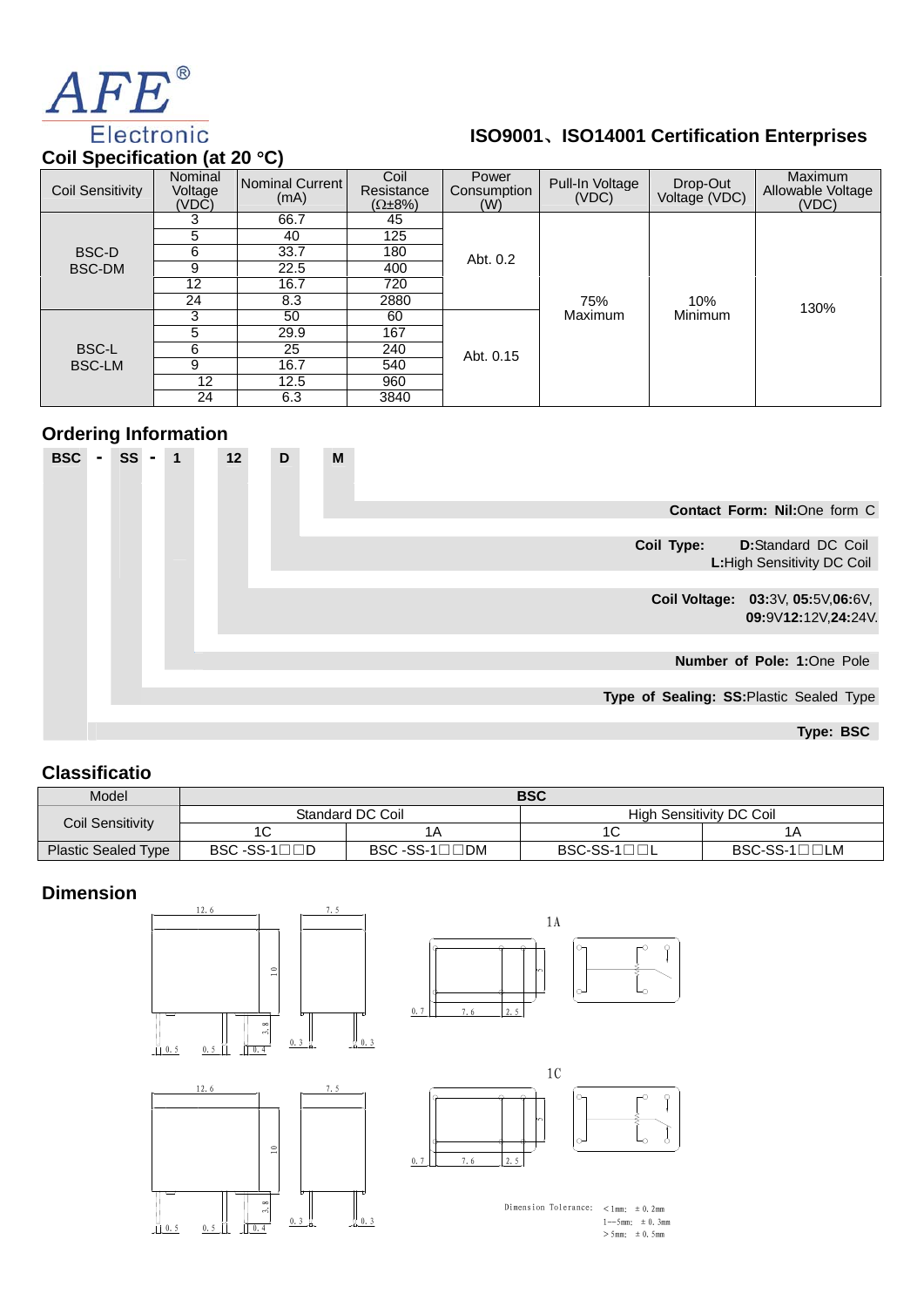AFE®
Electronic

**ISO9001、ISO14001 Certification Enterprises**

## Coil Specification (at 20 °C)

| Coil Sensitivity | Nominal Voltage (VDC) | Nominal Current (mA) | Coil Resistance (Ω±8%) | Power Consumption (W) | Pull-In Voltage (VDC) | Drop-Out Voltage (VDC) | Maximum Allowable Voltage (VDC) |
|---|---|---|---|---|---|---|---|
| BSC-D BSC-DM | 3 | 66.7 | 45 | Abt. 0.2 | 75% Maximum | 10% Minimum | 130% |
| | 5 | 40 | 125 | | | | |
| | 6 | 33.7 | 180 | | | | |
| | 9 | 22.5 | 400 | | | | |
| | 12 | 16.7 | 720 | | | | |
| | 24 | 8.3 | 2880 | | | | |
| BSC-L BSC-LM | 3 | 50 | 60 | Abt. 0.15 | | | |
| | 5 | 29.9 | 167 | | | | |
| | 6 | 25 | 240 | | | | |
| | 9 | 16.7 | 540 | | | | |
| | 12 | 12.5 | 960 | | | | |
| | 24 | 6.3 | 3840 | | | | |

## Ordering Information

**BSC - SS - 1 12 D M**

- **Contact Form: Nil:**One form C
- **Coil Type: D:**Standard DC Coil **L:**High Sensitivity DC Coil
- **Coil Voltage: 03:**3V, **05:**5V,**06:**6V, **09:**9V**12:**12V,**24:**24V.
- **Number of Pole: 1:**One Pole
- **Type of Sealing: SS:**Plastic Sealed Type
- **Type: BSC**

## Classificatio

| Model | BSC | | | |
|---|---|---|---|---|
| Coil Sensitivity | Standard DC Coil | | High Sensitivity DC Coil | |
| | 1C | 1A | 1C | 1A |
| Plastic Sealed Type | BSC -SS-1□□D | BSC -SS-1□□DM | BSC-SS-1□□L | BSC-SS-1□□LM |

## Dimension

12.6
7.5
10
3.8
0.5
0.5
0.4
0.3
0.3
1A
0.7
7.6
2.5
5

12.6
7.5
10
3.8
0.5
0.5
0.4
0.3
0.3
1C
0.7
7.6
2.5
5

Dimension Tolerance: ＜1mm: ±0.2mm
1—5mm: ±0.3mm
＞5mm: ±0.5mm